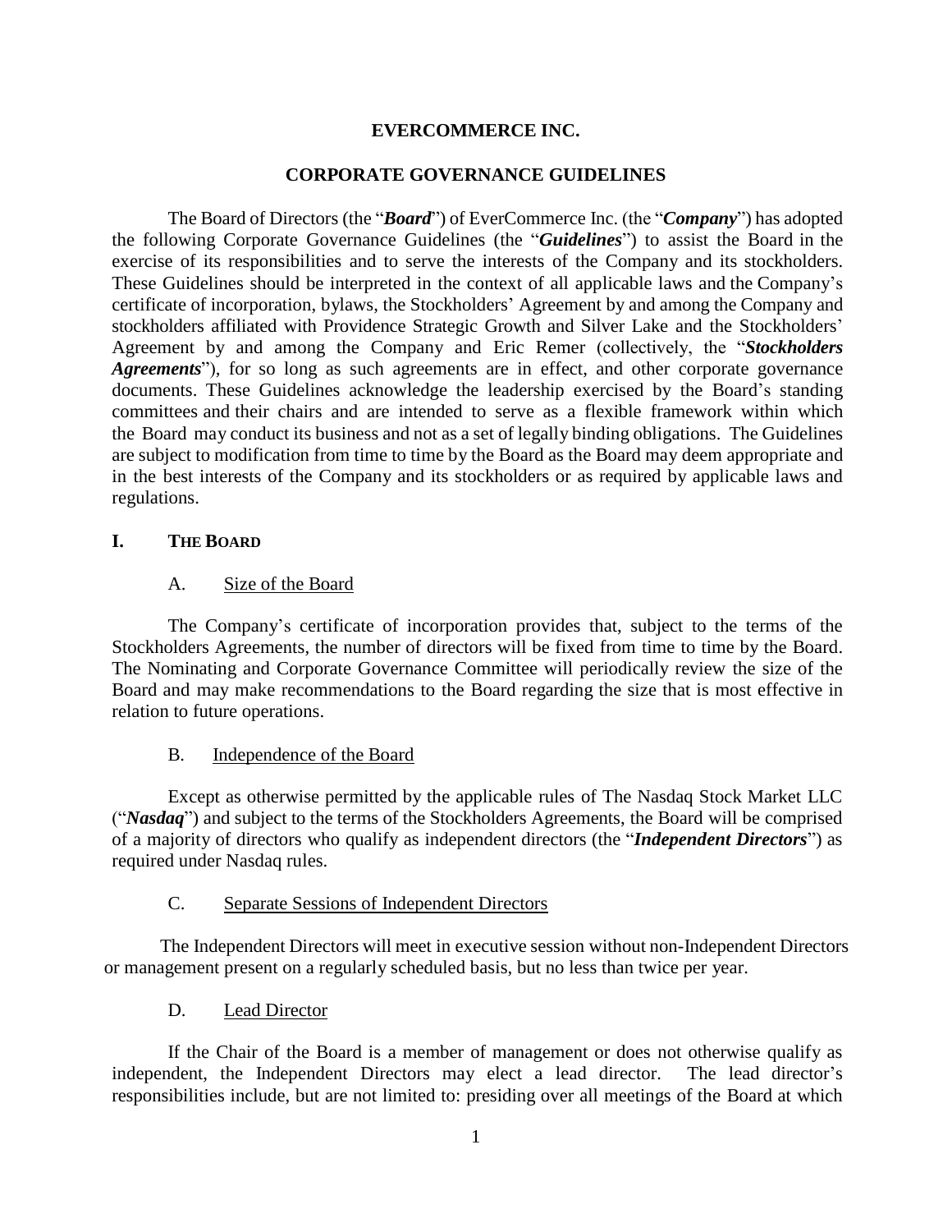# EVERCOMMERCE INC.

## CORPORATE GOVERNANCE GUIDELINES

The Board of Directors (the "***Board***") of EverCommerce Inc. (the "***Company***") has adopted the following Corporate Governance Guidelines (the "***Guidelines***") to assist the Board in the exercise of its responsibilities and to serve the interests of the Company and its stockholders. These Guidelines should be interpreted in the context of all applicable laws and the Company's certificate of incorporation, bylaws, the Stockholders' Agreement by and among the Company and stockholders affiliated with Providence Strategic Growth and Silver Lake and the Stockholders' Agreement by and among the Company and Eric Remer (collectively, the "***Stockholders Agreements***"), for so long as such agreements are in effect, and other corporate governance documents. These Guidelines acknowledge the leadership exercised by the Board's standing committees and their chairs and are intended to serve as a flexible framework within which the Board may conduct its business and not as a set of legally binding obligations. The Guidelines are subject to modification from time to time by the Board as the Board may deem appropriate and in the best interests of the Company and its stockholders or as required by applicable laws and regulations.

## I. THE BOARD

### A. Size of the Board

The Company's certificate of incorporation provides that, subject to the terms of the Stockholders Agreements, the number of directors will be fixed from time to time by the Board. The Nominating and Corporate Governance Committee will periodically review the size of the Board and may make recommendations to the Board regarding the size that is most effective in relation to future operations.

### B. Independence of the Board

Except as otherwise permitted by the applicable rules of The Nasdaq Stock Market LLC ("***Nasdaq***") and subject to the terms of the Stockholders Agreements, the Board will be comprised of a majority of directors who qualify as independent directors (the "***Independent Directors***") as required under Nasdaq rules.

### C. Separate Sessions of Independent Directors

The Independent Directors will meet in executive session without non-Independent Directors or management present on a regularly scheduled basis, but no less than twice per year.

### D. Lead Director

If the Chair of the Board is a member of management or does not otherwise qualify as independent, the Independent Directors may elect a lead director. The lead director's responsibilities include, but are not limited to: presiding over all meetings of the Board at which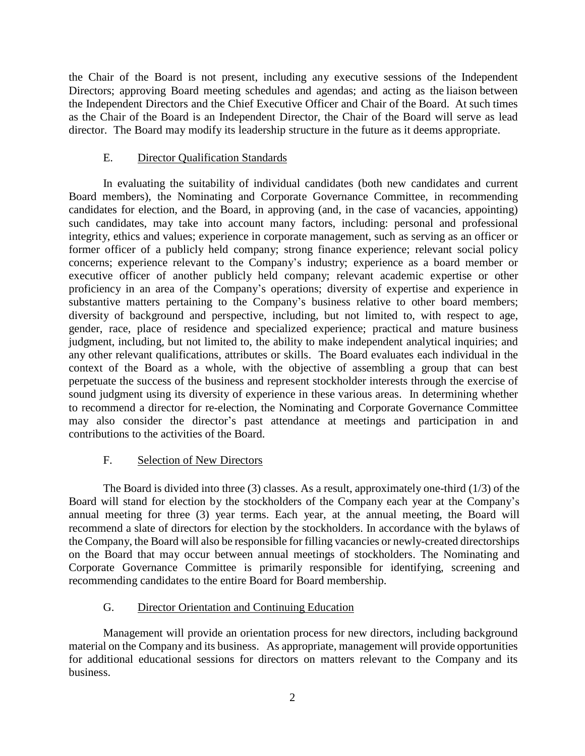the Chair of the Board is not present, including any executive sessions of the Independent Directors; approving Board meeting schedules and agendas; and acting as the liaison between the Independent Directors and the Chief Executive Officer and Chair of the Board. At such times as the Chair of the Board is an Independent Director, the Chair of the Board will serve as lead director. The Board may modify its leadership structure in the future as it deems appropriate.

### E. Director Qualification Standards

In evaluating the suitability of individual candidates (both new candidates and current Board members), the Nominating and Corporate Governance Committee, in recommending candidates for election, and the Board, in approving (and, in the case of vacancies, appointing) such candidates, may take into account many factors, including: personal and professional integrity, ethics and values; experience in corporate management, such as serving as an officer or former officer of a publicly held company; strong finance experience; relevant social policy concerns; experience relevant to the Company's industry; experience as a board member or executive officer of another publicly held company; relevant academic expertise or other proficiency in an area of the Company's operations; diversity of expertise and experience in substantive matters pertaining to the Company's business relative to other board members; diversity of background and perspective, including, but not limited to, with respect to age, gender, race, place of residence and specialized experience; practical and mature business judgment, including, but not limited to, the ability to make independent analytical inquiries; and any other relevant qualifications, attributes or skills. The Board evaluates each individual in the context of the Board as a whole, with the objective of assembling a group that can best perpetuate the success of the business and represent stockholder interests through the exercise of sound judgment using its diversity of experience in these various areas. In determining whether to recommend a director for re-election, the Nominating and Corporate Governance Committee may also consider the director's past attendance at meetings and participation in and contributions to the activities of the Board.

### F. Selection of New Directors

The Board is divided into three (3) classes. As a result, approximately one-third (1/3) of the Board will stand for election by the stockholders of the Company each year at the Company's annual meeting for three (3) year terms. Each year, at the annual meeting, the Board will recommend a slate of directors for election by the stockholders. In accordance with the bylaws of the Company, the Board will also be responsible for filling vacancies or newly-created directorships on the Board that may occur between annual meetings of stockholders. The Nominating and Corporate Governance Committee is primarily responsible for identifying, screening and recommending candidates to the entire Board for Board membership.

### G. Director Orientation and Continuing Education

Management will provide an orientation process for new directors, including background material on the Company and its business. As appropriate, management will provide opportunities for additional educational sessions for directors on matters relevant to the Company and its business.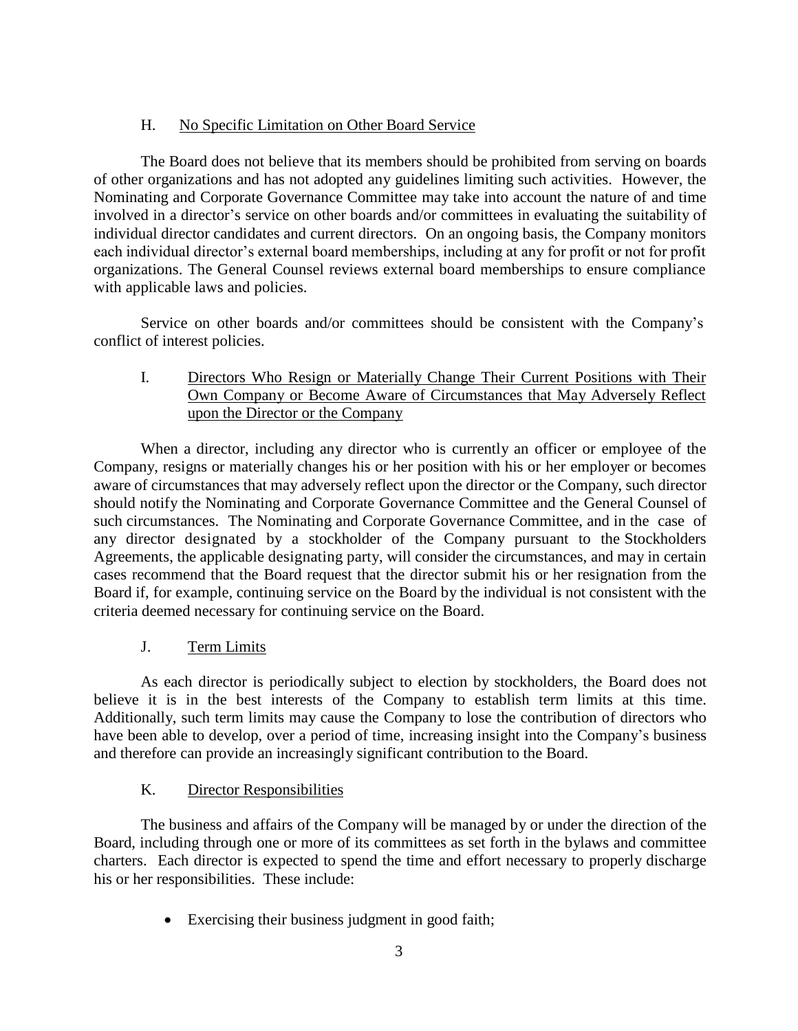### H. No Specific Limitation on Other Board Service

The Board does not believe that its members should be prohibited from serving on boards of other organizations and has not adopted any guidelines limiting such activities. However, the Nominating and Corporate Governance Committee may take into account the nature of and time involved in a director's service on other boards and/or committees in evaluating the suitability of individual director candidates and current directors. On an ongoing basis, the Company monitors each individual director's external board memberships, including at any for profit or not for profit organizations. The General Counsel reviews external board memberships to ensure compliance with applicable laws and policies.

Service on other boards and/or committees should be consistent with the Company's conflict of interest policies.

### I. Directors Who Resign or Materially Change Their Current Positions with Their Own Company or Become Aware of Circumstances that May Adversely Reflect upon the Director or the Company

When a director, including any director who is currently an officer or employee of the Company, resigns or materially changes his or her position with his or her employer or becomes aware of circumstances that may adversely reflect upon the director or the Company, such director should notify the Nominating and Corporate Governance Committee and the General Counsel of such circumstances. The Nominating and Corporate Governance Committee, and in the case of any director designated by a stockholder of the Company pursuant to the Stockholders Agreements, the applicable designating party, will consider the circumstances, and may in certain cases recommend that the Board request that the director submit his or her resignation from the Board if, for example, continuing service on the Board by the individual is not consistent with the criteria deemed necessary for continuing service on the Board.

### J. Term Limits

As each director is periodically subject to election by stockholders, the Board does not believe it is in the best interests of the Company to establish term limits at this time. Additionally, such term limits may cause the Company to lose the contribution of directors who have been able to develop, over a period of time, increasing insight into the Company's business and therefore can provide an increasingly significant contribution to the Board.

### K. Director Responsibilities

The business and affairs of the Company will be managed by or under the direction of the Board, including through one or more of its committees as set forth in the bylaws and committee charters. Each director is expected to spend the time and effort necessary to properly discharge his or her responsibilities. These include:

- Exercising their business judgment in good faith;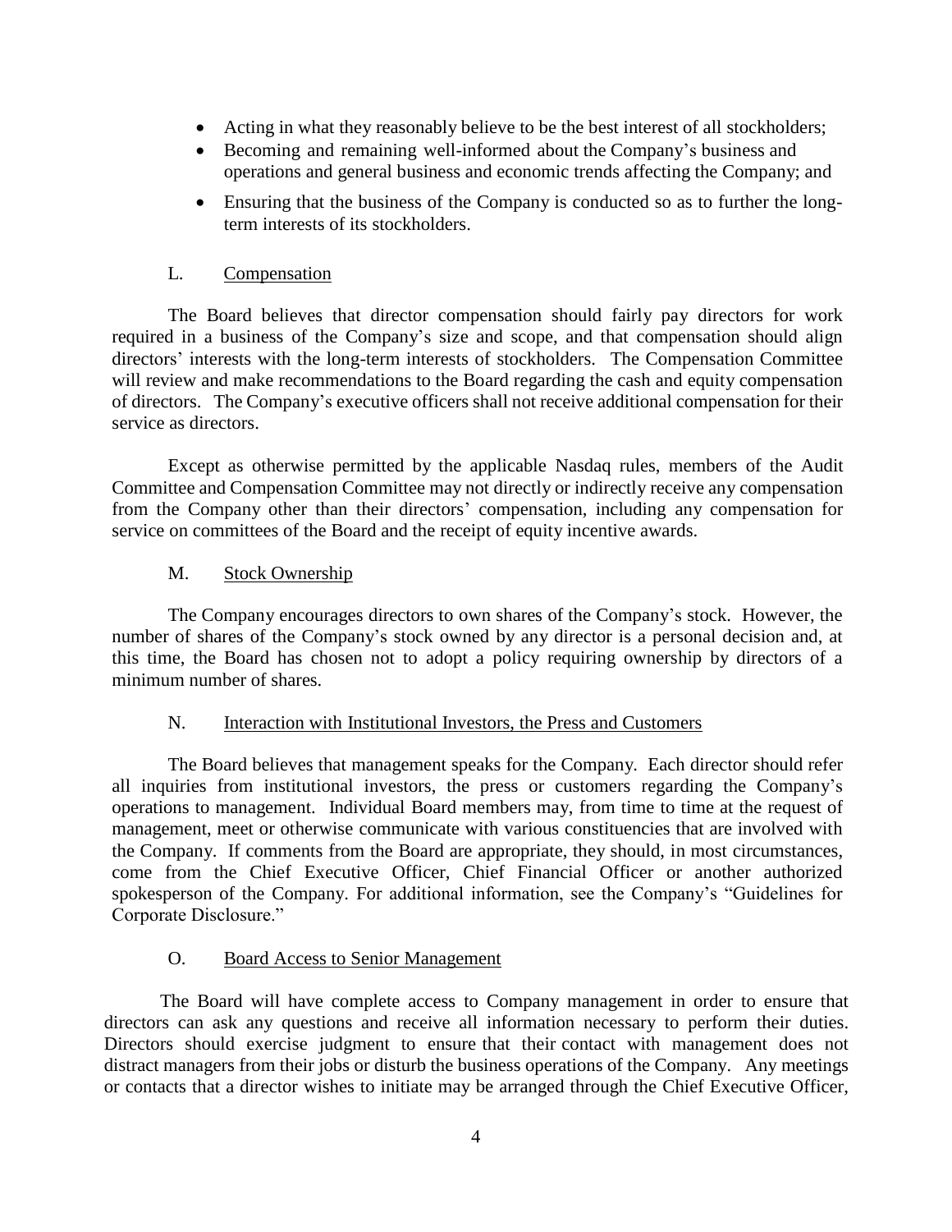- Acting in what they reasonably believe to be the best interest of all stockholders;
- Becoming and remaining well-informed about the Company's business and operations and general business and economic trends affecting the Company; and
- Ensuring that the business of the Company is conducted so as to further the long-term interests of its stockholders.

### L. Compensation

The Board believes that director compensation should fairly pay directors for work required in a business of the Company's size and scope, and that compensation should align directors' interests with the long-term interests of stockholders. The Compensation Committee will review and make recommendations to the Board regarding the cash and equity compensation of directors. The Company's executive officers shall not receive additional compensation for their service as directors.

Except as otherwise permitted by the applicable Nasdaq rules, members of the Audit Committee and Compensation Committee may not directly or indirectly receive any compensation from the Company other than their directors' compensation, including any compensation for service on committees of the Board and the receipt of equity incentive awards.

### M. Stock Ownership

The Company encourages directors to own shares of the Company's stock. However, the number of shares of the Company's stock owned by any director is a personal decision and, at this time, the Board has chosen not to adopt a policy requiring ownership by directors of a minimum number of shares.

### N. Interaction with Institutional Investors, the Press and Customers

The Board believes that management speaks for the Company. Each director should refer all inquiries from institutional investors, the press or customers regarding the Company's operations to management. Individual Board members may, from time to time at the request of management, meet or otherwise communicate with various constituencies that are involved with the Company. If comments from the Board are appropriate, they should, in most circumstances, come from the Chief Executive Officer, Chief Financial Officer or another authorized spokesperson of the Company. For additional information, see the Company's "Guidelines for Corporate Disclosure."

### O. Board Access to Senior Management

The Board will have complete access to Company management in order to ensure that directors can ask any questions and receive all information necessary to perform their duties. Directors should exercise judgment to ensure that their contact with management does not distract managers from their jobs or disturb the business operations of the Company. Any meetings or contacts that a director wishes to initiate may be arranged through the Chief Executive Officer,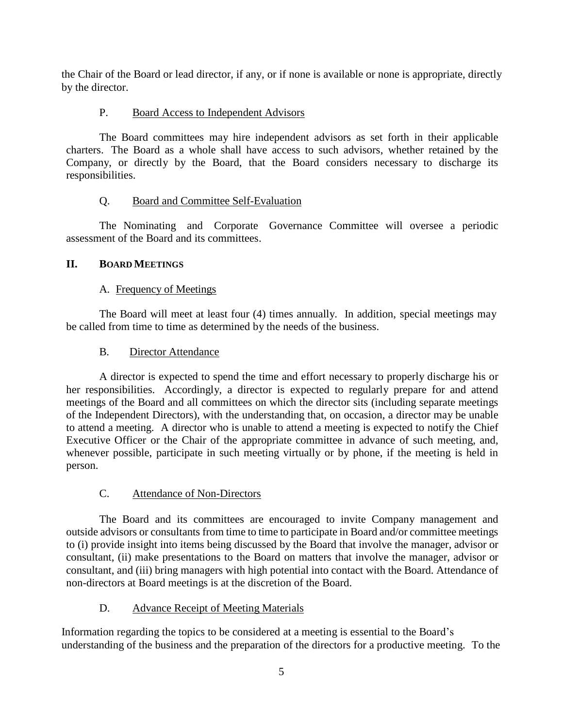the Chair of the Board or lead director, if any, or if none is available or none is appropriate, directly by the director.

### P. Board Access to Independent Advisors

The Board committees may hire independent advisors as set forth in their applicable charters. The Board as a whole shall have access to such advisors, whether retained by the Company, or directly by the Board, that the Board considers necessary to discharge its responsibilities.

### Q. Board and Committee Self-Evaluation

The Nominating and Corporate Governance Committee will oversee a periodic assessment of the Board and its committees.

## II. BOARD MEETINGS

### A. Frequency of Meetings

The Board will meet at least four (4) times annually. In addition, special meetings may be called from time to time as determined by the needs of the business.

### B. Director Attendance

A director is expected to spend the time and effort necessary to properly discharge his or her responsibilities. Accordingly, a director is expected to regularly prepare for and attend meetings of the Board and all committees on which the director sits (including separate meetings of the Independent Directors), with the understanding that, on occasion, a director may be unable to attend a meeting. A director who is unable to attend a meeting is expected to notify the Chief Executive Officer or the Chair of the appropriate committee in advance of such meeting, and, whenever possible, participate in such meeting virtually or by phone, if the meeting is held in person.

### C. Attendance of Non-Directors

The Board and its committees are encouraged to invite Company management and outside advisors or consultants from time to time to participate in Board and/or committee meetings to (i) provide insight into items being discussed by the Board that involve the manager, advisor or consultant, (ii) make presentations to the Board on matters that involve the manager, advisor or consultant, and (iii) bring managers with high potential into contact with the Board. Attendance of non-directors at Board meetings is at the discretion of the Board.

### D. Advance Receipt of Meeting Materials

Information regarding the topics to be considered at a meeting is essential to the Board's understanding of the business and the preparation of the directors for a productive meeting. To the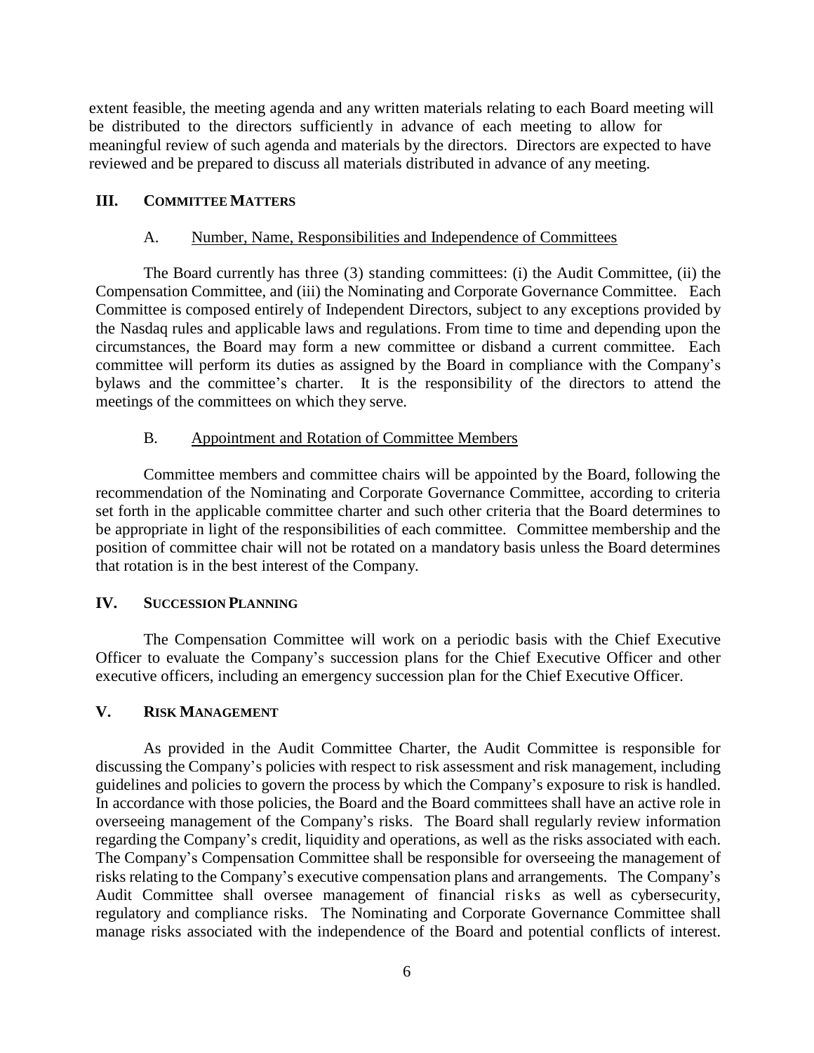extent feasible, the meeting agenda and any written materials relating to each Board meeting will be distributed to the directors sufficiently in advance of each meeting to allow for meaningful review of such agenda and materials by the directors. Directors are expected to have reviewed and be prepared to discuss all materials distributed in advance of any meeting.

## III. COMMITTEE MATTERS

### A. Number, Name, Responsibilities and Independence of Committees

The Board currently has three (3) standing committees: (i) the Audit Committee, (ii) the Compensation Committee, and (iii) the Nominating and Corporate Governance Committee. Each Committee is composed entirely of Independent Directors, subject to any exceptions provided by the Nasdaq rules and applicable laws and regulations. From time to time and depending upon the circumstances, the Board may form a new committee or disband a current committee. Each committee will perform its duties as assigned by the Board in compliance with the Company's bylaws and the committee's charter. It is the responsibility of the directors to attend the meetings of the committees on which they serve.

### B. Appointment and Rotation of Committee Members

Committee members and committee chairs will be appointed by the Board, following the recommendation of the Nominating and Corporate Governance Committee, according to criteria set forth in the applicable committee charter and such other criteria that the Board determines to be appropriate in light of the responsibilities of each committee. Committee membership and the position of committee chair will not be rotated on a mandatory basis unless the Board determines that rotation is in the best interest of the Company.

## IV. SUCCESSION PLANNING

The Compensation Committee will work on a periodic basis with the Chief Executive Officer to evaluate the Company's succession plans for the Chief Executive Officer and other executive officers, including an emergency succession plan for the Chief Executive Officer.

## V. RISK MANAGEMENT

As provided in the Audit Committee Charter, the Audit Committee is responsible for discussing the Company's policies with respect to risk assessment and risk management, including guidelines and policies to govern the process by which the Company's exposure to risk is handled. In accordance with those policies, the Board and the Board committees shall have an active role in overseeing management of the Company's risks. The Board shall regularly review information regarding the Company's credit, liquidity and operations, as well as the risks associated with each. The Company's Compensation Committee shall be responsible for overseeing the management of risks relating to the Company's executive compensation plans and arrangements. The Company's Audit Committee shall oversee management of financial risks as well as cybersecurity, regulatory and compliance risks. The Nominating and Corporate Governance Committee shall manage risks associated with the independence of the Board and potential conflicts of interest.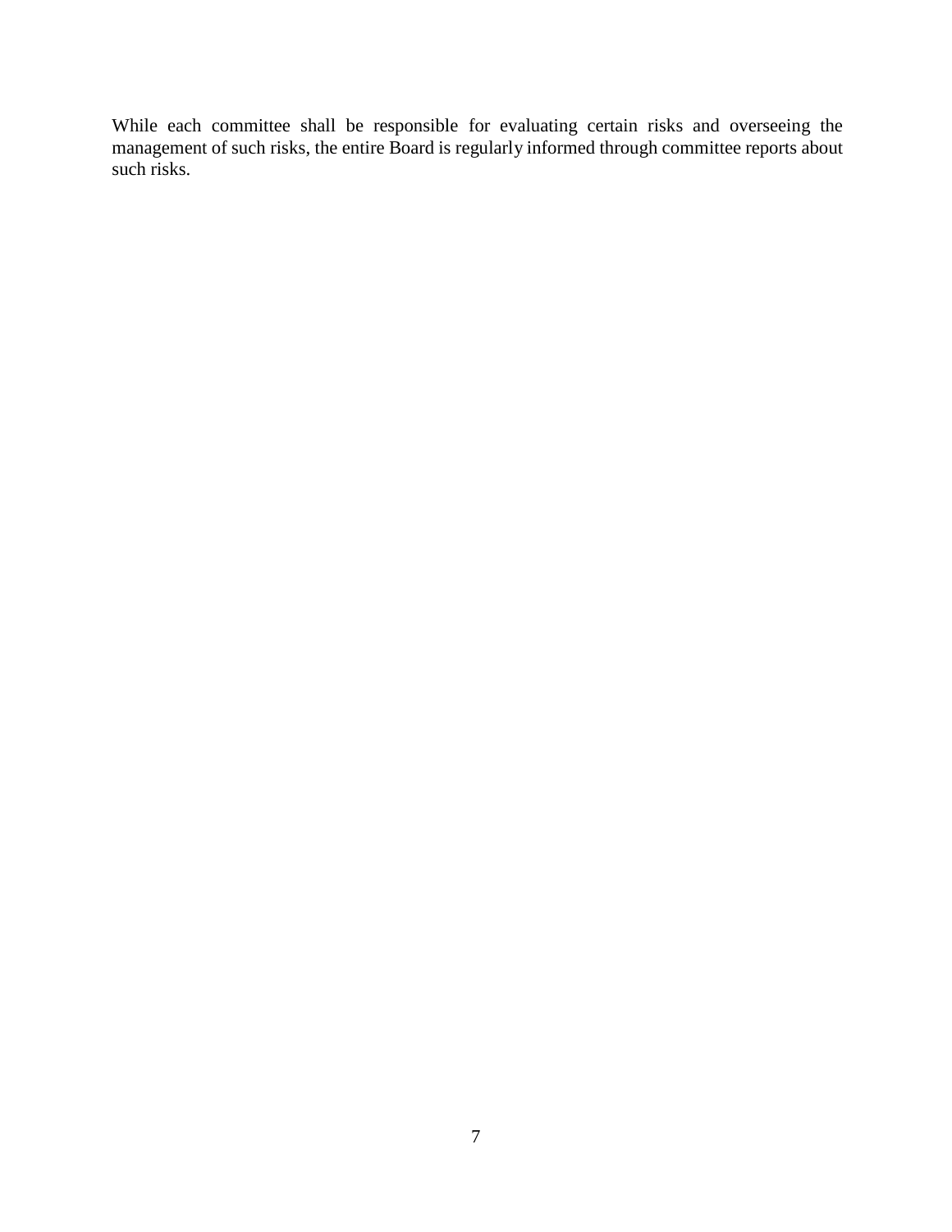While each committee shall be responsible for evaluating certain risks and overseeing the management of such risks, the entire Board is regularly informed through committee reports about such risks.